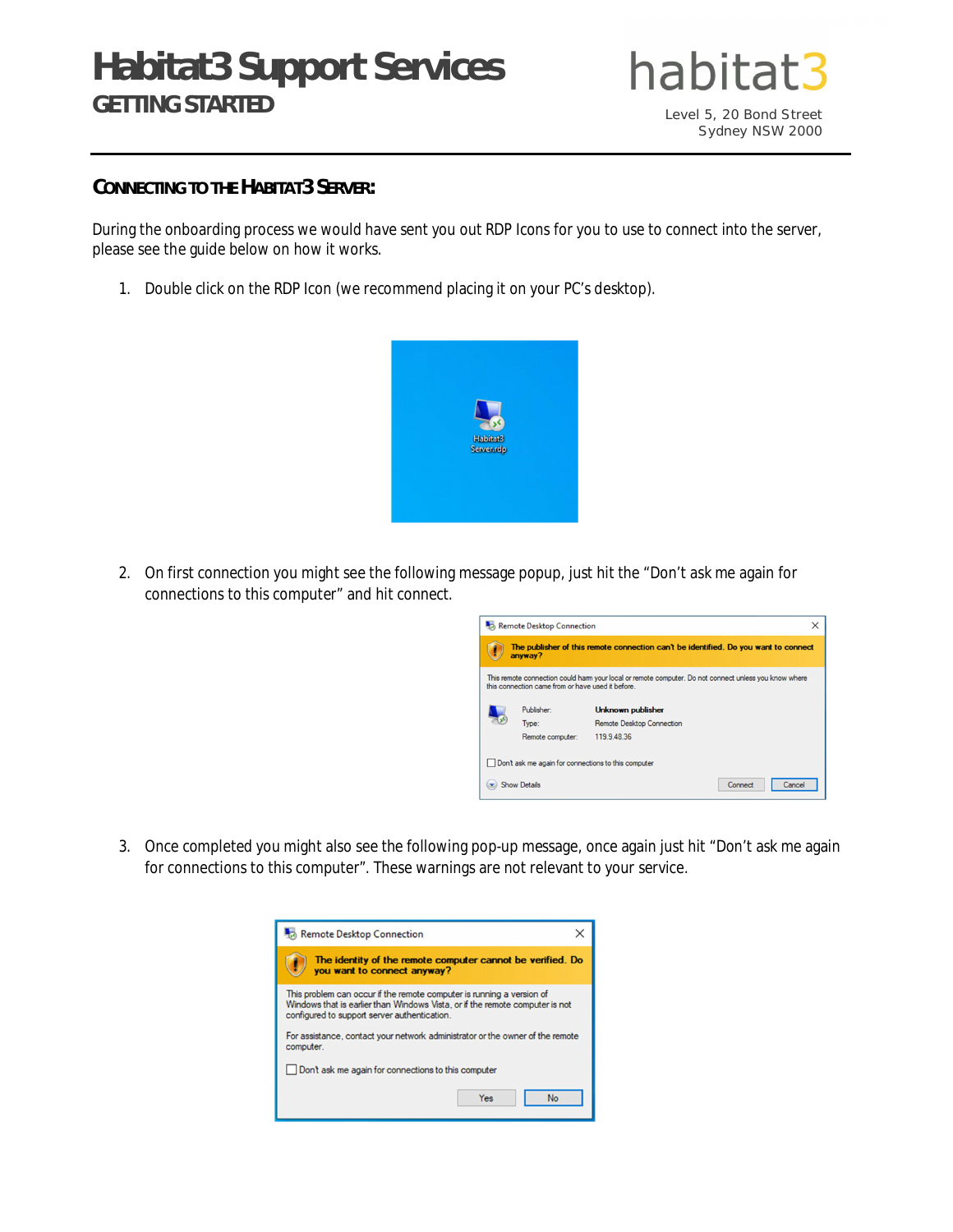# Habitat3 Support Services

## GETTING STARTED

habitat3

Level 5, 20 Bond Street
Sydney NSW 2000

### CONNECTING TO THE HABITAT3 SERVER:

During the onboarding process we would have sent you out RDP Icons for you to use to connect into the server, please see the guide below on how it works.

1. Double click on the RDP Icon (we recommend placing it on your PC's desktop).

2. On first connection you might see the following message popup, just hit the "Don't ask me again for connections to this computer" and hit connect.

3. Once completed you might also see the following pop-up message, once again just hit "Don't ask me again for connections to this computer". These warnings are not relevant to your service.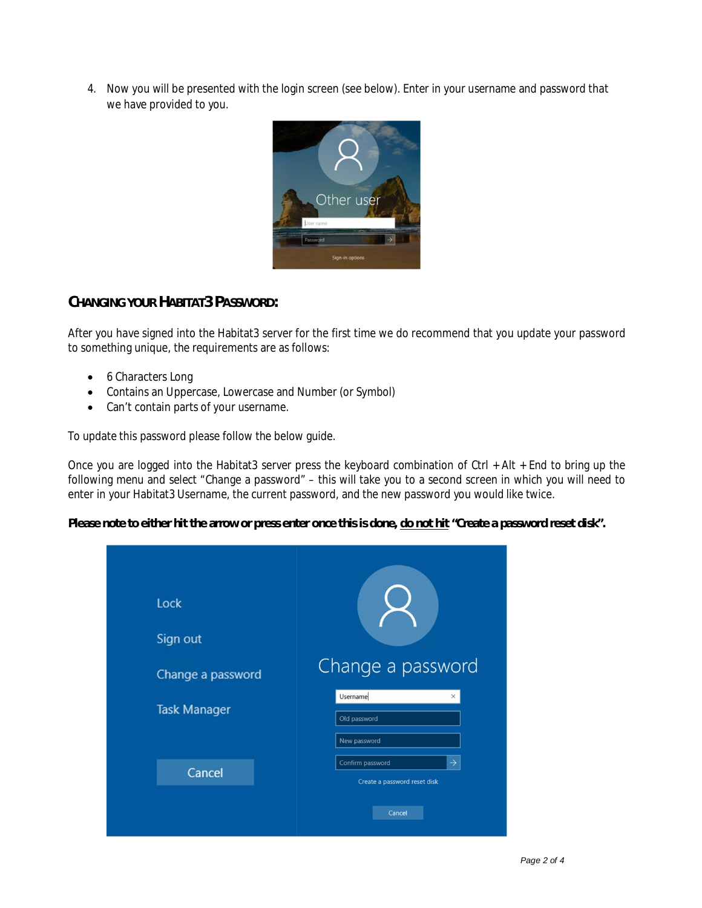4. Now you will be presented with the login screen (see below). Enter in your username and password that we have provided to you.

## CHANGING YOUR HABITAT3 PASSWORD:

After you have signed into the Habitat3 server for the first time we do recommend that you update your password to something unique, the requirements are as follows:

- 6 Characters Long
- Contains an Uppercase, Lowercase and Number (or Symbol)
- Can't contain parts of your username.

To update this password please follow the below guide.

Once you are logged into the Habitat3 server press the keyboard combination of Ctrl + Alt + End to bring up the following menu and select "Change a password" – this will take you to a second screen in which you will need to enter in your Habitat3 Username, the current password, and the new password you would like twice.

**Please note to either hit the arrow or press enter once this is done, <u>do not hit</u> "Create a password reset disk".**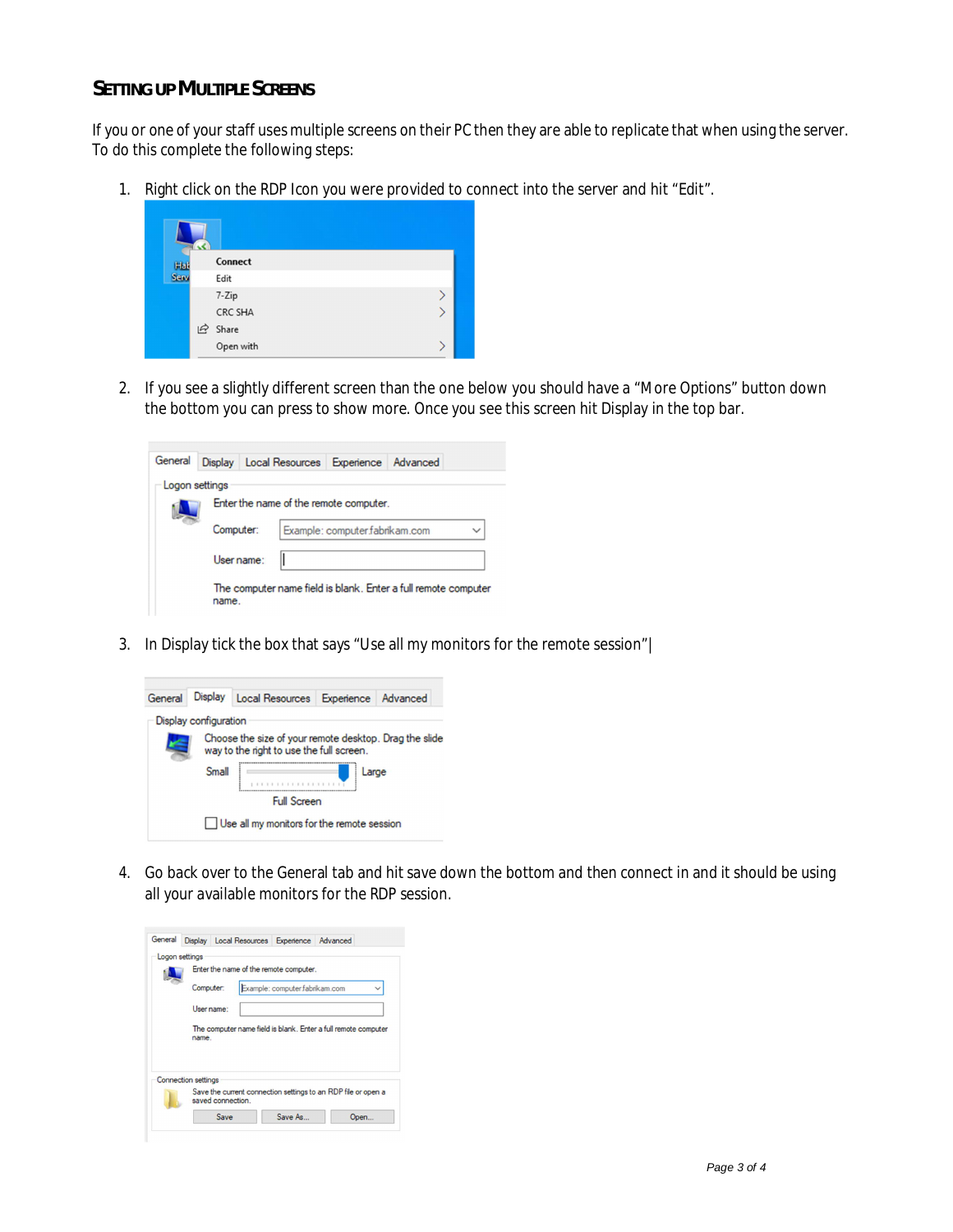## SETTING UP MULTIPLE SCREENS

If you or one of your staff uses multiple screens on their PC then they are able to replicate that when using the server. To do this complete the following steps:

1. Right click on the RDP Icon you were provided to connect into the server and hit "Edit".

2. If you see a slightly different screen than the one below you should have a "More Options" button down the bottom you can press to show more. Once you see this screen hit Display in the top bar.

3. In Display tick the box that says "Use all my monitors for the remote session"|

4. Go back over to the General tab and hit save down the bottom and then connect in and it should be using all your available monitors for the RDP session.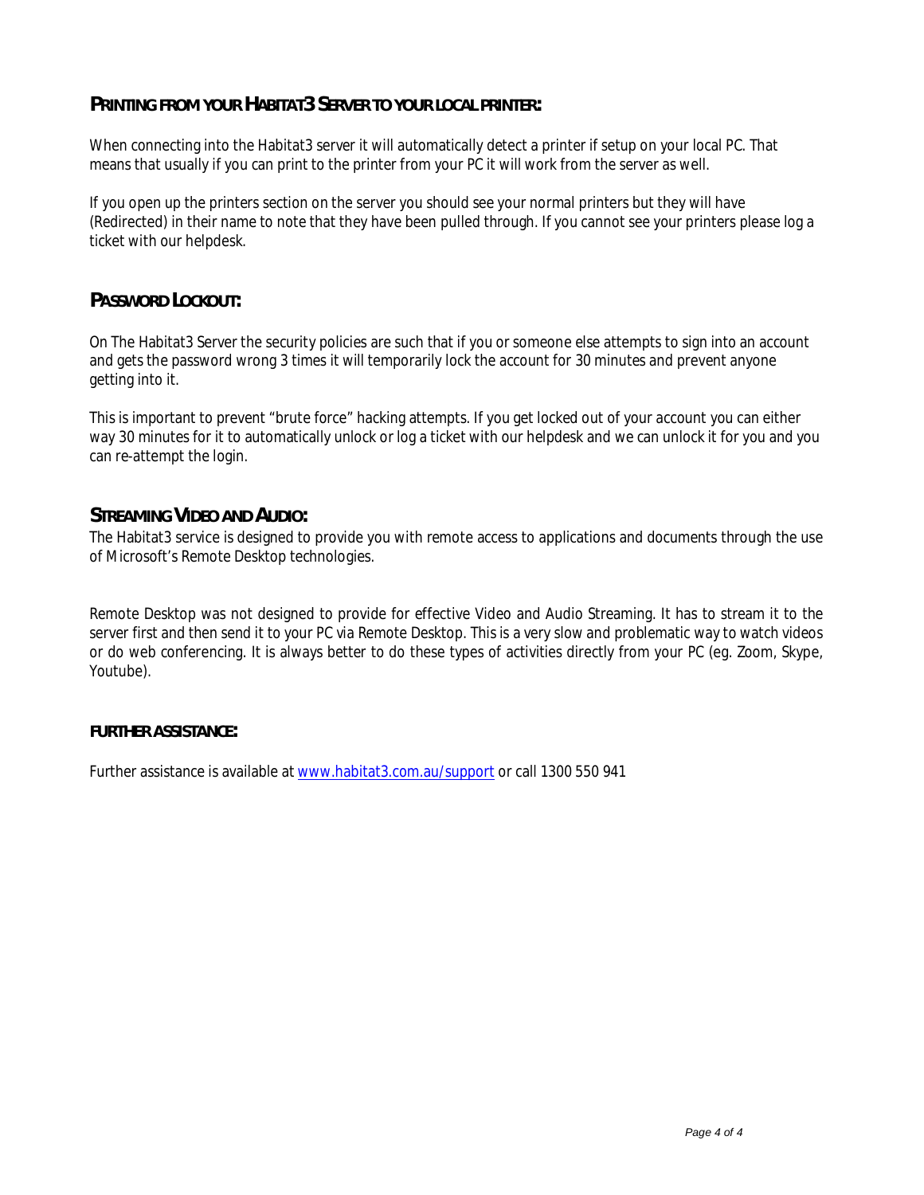## PRINTING FROM YOUR HABITAT3 SERVER TO YOUR LOCAL PRINTER:

When connecting into the Habitat3 server it will automatically detect a printer if setup on your local PC. That means that usually if you can print to the printer from your PC it will work from the server as well.

If you open up the printers section on the server you should see your normal printers but they will have (Redirected) in their name to note that they have been pulled through. If you cannot see your printers please log a ticket with our helpdesk.

## PASSWORD LOCKOUT:

On The Habitat3 Server the security policies are such that if you or someone else attempts to sign into an account and gets the password wrong 3 times it will temporarily lock the account for 30 minutes and prevent anyone getting into it.

This is important to prevent "brute force" hacking attempts. If you get locked out of your account you can either way 30 minutes for it to automatically unlock or log a ticket with our helpdesk and we can unlock it for you and you can re-attempt the login.

## STREAMING VIDEO AND AUDIO:

The Habitat3 service is designed to provide you with remote access to applications and documents through the use of Microsoft's Remote Desktop technologies.

Remote Desktop was not designed to provide for effective Video and Audio Streaming. It has to stream it to the server first and then send it to your PC via Remote Desktop. This is a very slow and problematic way to watch videos or do web conferencing. It is always better to do these types of activities directly from your PC (eg. Zoom, Skype, Youtube).

### FURTHER ASSISTANCE:

Further assistance is available at [www.habitat3.com.au/support](http://www.habitat3.com.au/support) or call 1300 550 941